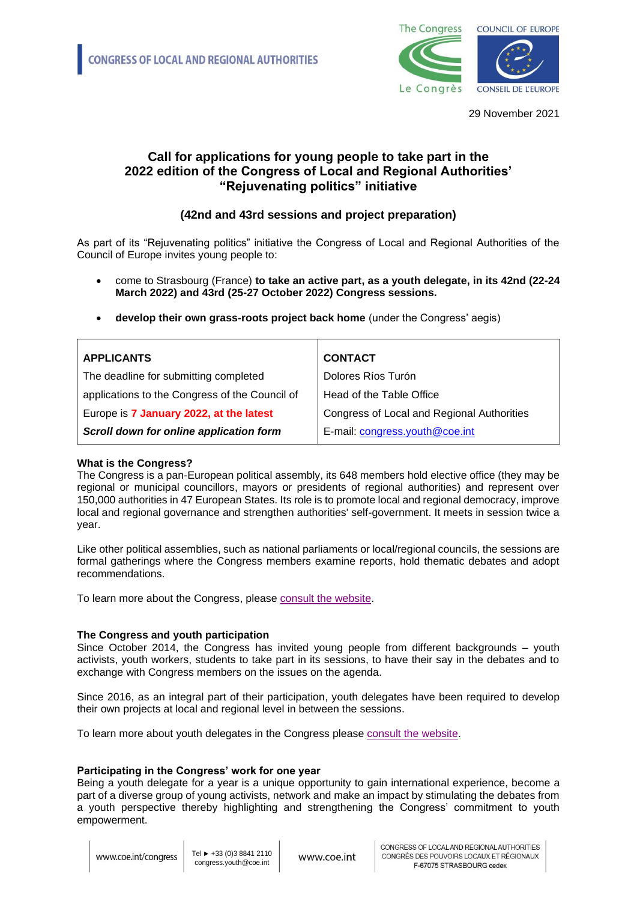CONGRESS OF LOCAL AND REGIONAL AUTHORITIES

29 November 2021

# Call for applications for young people to take part in the 2022 edition of the Congress of Local and Regional Authorities' "Rejuvenating politics" initiative

## (42nd and 43rd sessions and project preparation)

As part of its "Rejuvenating politics" initiative the Congress of Local and Regional Authorities of the Council of Europe invites young people to:

- come to Strasbourg (France) **to take an active part, as a youth delegate, in its 42nd (22-24 March 2022) and 43rd (25-27 October 2022) Congress sessions.**
- **develop their own grass-roots project back home** (under the Congress' aegis)

| APPLICANTS | CONTACT |
|---|---|
| The deadline for submitting completed applications to the Congress of the Council of Europe is **7 January 2022, at the latest** | Dolores Ríos Turón<br>Head of the Table Office<br>Congress of Local and Regional Authorities |
| ***Scroll down for online application form*** | E-mail: congress.youth@coe.int |

**What is the Congress?**

The Congress is a pan-European political assembly, its 648 members hold elective office (they may be regional or municipal councillors, mayors or presidents of regional authorities) and represent over 150,000 authorities in 47 European States. Its role is to promote local and regional democracy, improve local and regional governance and strengthen authorities' self-government. It meets in session twice a year.

Like other political assemblies, such as national parliaments or local/regional councils, the sessions are formal gatherings where the Congress members examine reports, hold thematic debates and adopt recommendations.

To learn more about the Congress, please consult the website.

**The Congress and youth participation**

Since October 2014, the Congress has invited young people from different backgrounds – youth activists, youth workers, students to take part in its sessions, to have their say in the debates and to exchange with Congress members on the issues on the agenda.

Since 2016, as an integral part of their participation, youth delegates have been required to develop their own projects at local and regional level in between the sessions.

To learn more about youth delegates in the Congress please consult the website.

**Participating in the Congress' work for one year**

Being a youth delegate for a year is a unique opportunity to gain international experience, become a part of a diverse group of young activists, network and make an impact by stimulating the debates from a youth perspective thereby highlighting and strengthening the Congress' commitment to youth empowerment.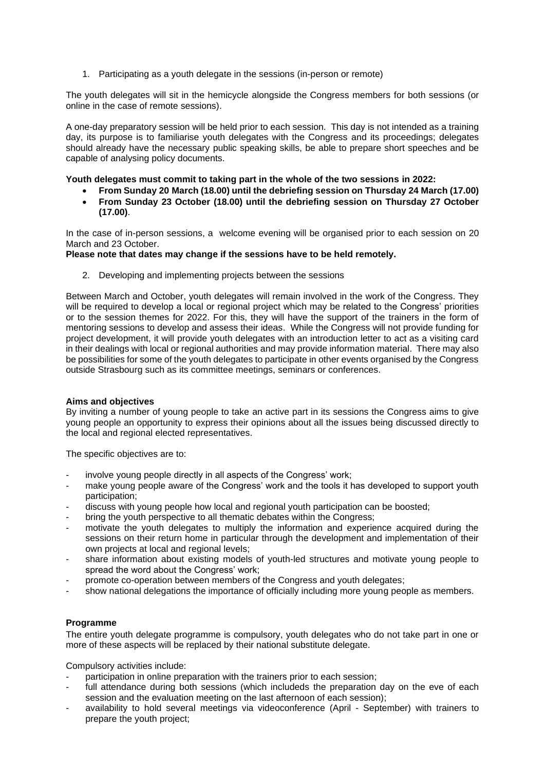1. Participating as a youth delegate in the sessions (in-person or remote)

The youth delegates will sit in the hemicycle alongside the Congress members for both sessions (or online in the case of remote sessions).

A one-day preparatory session will be held prior to each session. This day is not intended as a training day, its purpose is to familiarise youth delegates with the Congress and its proceedings; delegates should already have the necessary public speaking skills, be able to prepare short speeches and be capable of analysing policy documents.

**Youth delegates must commit to taking part in the whole of the two sessions in 2022:**

- **From Sunday 20 March (18.00) until the debriefing session on Thursday 24 March (17.00)**
- **From Sunday 23 October (18.00) until the debriefing session on Thursday 27 October (17.00)**.

In the case of in-person sessions, a welcome evening will be organised prior to each session on 20 March and 23 October.

**Please note that dates may change if the sessions have to be held remotely.**

2. Developing and implementing projects between the sessions

Between March and October, youth delegates will remain involved in the work of the Congress. They will be required to develop a local or regional project which may be related to the Congress' priorities or to the session themes for 2022. For this, they will have the support of the trainers in the form of mentoring sessions to develop and assess their ideas. While the Congress will not provide funding for project development, it will provide youth delegates with an introduction letter to act as a visiting card in their dealings with local or regional authorities and may provide information material. There may also be possibilities for some of the youth delegates to participate in other events organised by the Congress outside Strasbourg such as its committee meetings, seminars or conferences.

**Aims and objectives**

By inviting a number of young people to take an active part in its sessions the Congress aims to give young people an opportunity to express their opinions about all the issues being discussed directly to the local and regional elected representatives.

The specific objectives are to:

- involve young people directly in all aspects of the Congress' work;
- make young people aware of the Congress' work and the tools it has developed to support youth participation;
- discuss with young people how local and regional youth participation can be boosted;
- bring the youth perspective to all thematic debates within the Congress;
- motivate the youth delegates to multiply the information and experience acquired during the sessions on their return home in particular through the development and implementation of their own projects at local and regional levels;
- share information about existing models of youth-led structures and motivate young people to spread the word about the Congress' work;
- promote co-operation between members of the Congress and youth delegates;
- show national delegations the importance of officially including more young people as members.

**Programme**

The entire youth delegate programme is compulsory, youth delegates who do not take part in one or more of these aspects will be replaced by their national substitute delegate.

Compulsory activities include:

- participation in online preparation with the trainers prior to each session;
- full attendance during both sessions (which includeds the preparation day on the eve of each session and the evaluation meeting on the last afternoon of each session);
- availability to hold several meetings via videoconference (April - September) with trainers to prepare the youth project;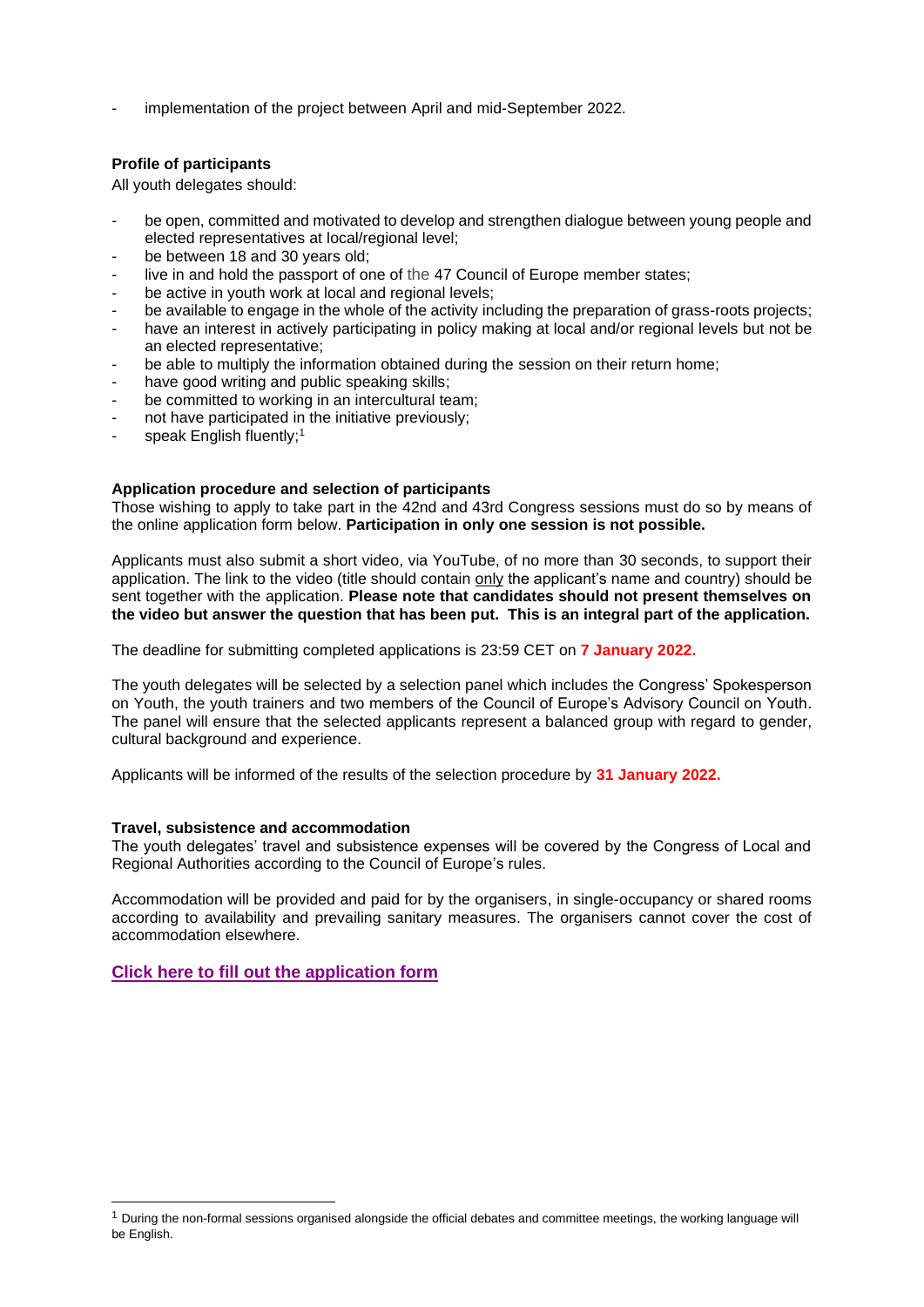- implementation of the project between April and mid-September 2022.

**Profile of participants**

All youth delegates should:

- be open, committed and motivated to develop and strengthen dialogue between young people and elected representatives at local/regional level;
- be between 18 and 30 years old;
- live in and hold the passport of one of the 47 Council of Europe member states;
- be active in youth work at local and regional levels;
- be available to engage in the whole of the activity including the preparation of grass-roots projects;
- have an interest in actively participating in policy making at local and/or regional levels but not be an elected representative;
- be able to multiply the information obtained during the session on their return home;
- have good writing and public speaking skills;
- be committed to working in an intercultural team;
- not have participated in the initiative previously;
- speak English fluently;[1]

**Application procedure and selection of participants**

Those wishing to apply to take part in the 42nd and 43rd Congress sessions must do so by means of the online application form below. **Participation in only one session is not possible.**

Applicants must also submit a short video, via YouTube, of no more than 30 seconds, to support their application. The link to the video (title should contain only the applicant's name and country) should be sent together with the application. **Please note that candidates should not present themselves on the video but answer the question that has been put. This is an integral part of the application.**

The deadline for submitting completed applications is 23:59 CET on **7 January 2022.**

The youth delegates will be selected by a selection panel which includes the Congress' Spokesperson on Youth, the youth trainers and two members of the Council of Europe's Advisory Council on Youth. The panel will ensure that the selected applicants represent a balanced group with regard to gender, cultural background and experience.

Applicants will be informed of the results of the selection procedure by **31 January 2022.**

**Travel, subsistence and accommodation**

The youth delegates' travel and subsistence expenses will be covered by the Congress of Local and Regional Authorities according to the Council of Europe's rules.

Accommodation will be provided and paid for by the organisers, in single-occupancy or shared rooms according to availability and prevailing sanitary measures. The organisers cannot cover the cost of accommodation elsewhere.

**Click here to fill out the application form**

[1] During the non-formal sessions organised alongside the official debates and committee meetings, the working language will be English.